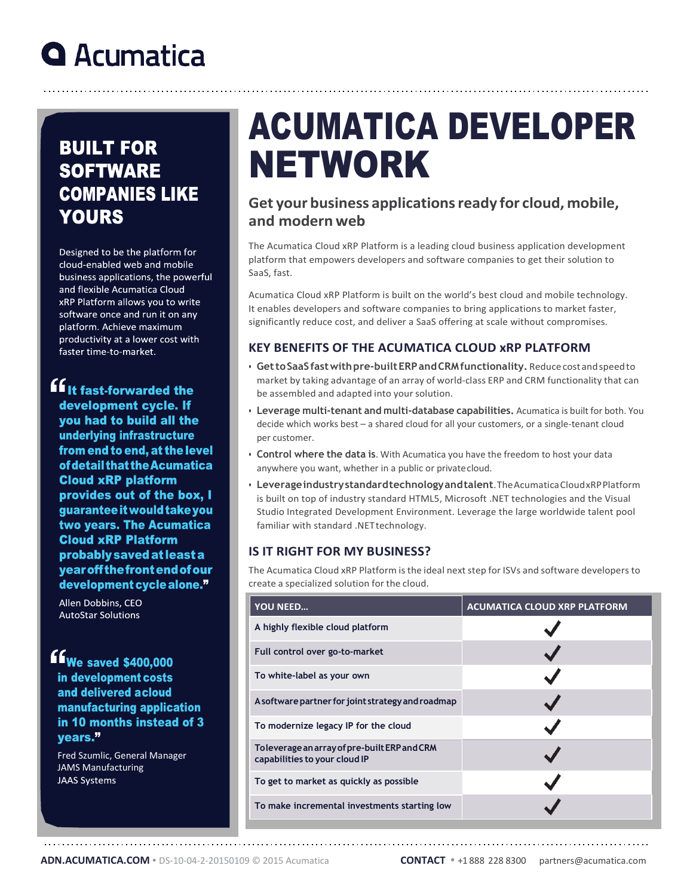Acumatica

# ACUMATICA DEVELOPER NETWORK

## Get your business applications ready for cloud, mobile, and modern web

The Acumatica Cloud xRP Platform is a leading cloud business application development platform that empowers developers and software companies to get their solution to SaaS, fast.

Acumatica Cloud xRP Platform is built on the world's best cloud and mobile technology. It enables developers and software companies to bring applications to market faster, significantly reduce cost, and deliver a SaaS offering at scale without compromises.

### KEY BENEFITS OF THE ACUMATICA CLOUD xRP PLATFORM

- **Get to SaaS fast with pre-built ERP and CRM functionality.** Reduce cost and speed to market by taking advantage of an array of world-class ERP and CRM functionality that can be assembled and adapted into your solution.
- **Leverage multi-tenant and multi-database capabilities.** Acumatica is built for both. You decide which works best – a shared cloud for all your customers, or a single-tenant cloud per customer.
- **Control where the data is.** With Acumatica you have the freedom to host your data anywhere you want, whether in a public or private cloud.
- **Leverage industry standard technology and talent.** The Acumatica Cloud xRP Platform is built on top of industry standard HTML5, Microsoft .NET technologies and the Visual Studio Integrated Development Environment. Leverage the large worldwide talent pool familiar with standard .NET technology.

### IS IT RIGHT FOR MY BUSINESS?

The Acumatica Cloud xRP Platform is the ideal next step for ISVs and software developers to create a specialized solution for the cloud.

| YOU NEED... | ACUMATICA CLOUD XRP PLATFORM |
|---|---|
| A highly flexible cloud platform | ✓ |
| Full control over go-to-market | ✓ |
| To white-label as your own | ✓ |
| A software partner for joint strategy and roadmap | ✓ |
| To modernize legacy IP for the cloud | ✓ |
| To leverage an array of pre-built ERP and CRM capabilities to your cloud IP | ✓ |
| To get to market as quickly as possible | ✓ |
| To make incremental investments starting low | ✓ |

## BUILT FOR SOFTWARE COMPANIES LIKE YOURS

Designed to be the platform for cloud-enabled web and mobile business applications, the powerful and flexible Acumatica Cloud xRP Platform allows you to write software once and run it on any platform. Achieve maximum productivity at a lower cost with faster time-to-market.

> **"It fast-forwarded the development cycle. If you had to build all the underlying infrastructure from end to end, at the level of detail that the Acumatica Cloud xRP platform provides out of the box, I guarantee it would take you two years. The Acumatica Cloud xRP Platform probably saved at least a year off the front end of our development cycle alone."**
>
> Allen Dobbins, CEO
> AutoStar Solutions

> **"We saved $400,000 in development costs and delivered a cloud manufacturing application in 10 months instead of 3 years."**
>
> Fred Szumlic, General Manager
> JAMS Manufacturing
> JAAS Systems

ADN.ACUMATICA.COM • DS-10-04-2-20150109 © 2015 Acumatica

CONTACT • +1 888 228 8300 partners@acumatica.com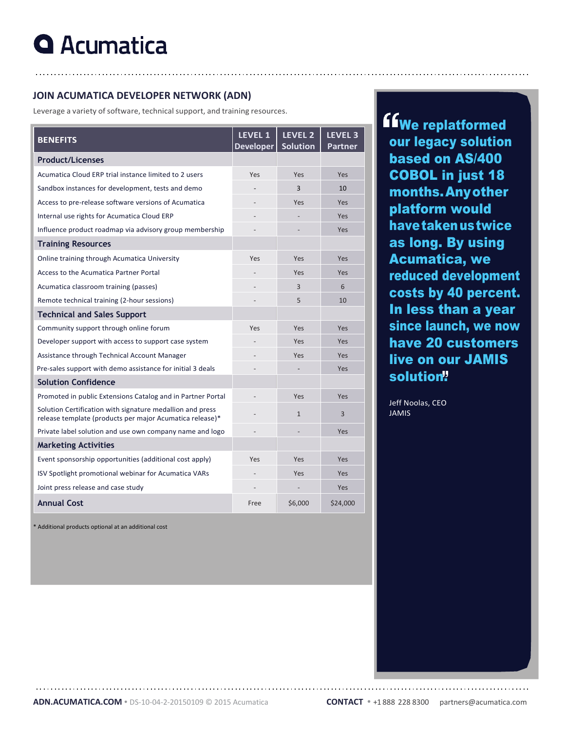# Acumatica

## JOIN ACUMATICA DEVELOPER NETWORK (ADN)

Leverage a variety of software, technical support, and training resources.

| BENEFITS | LEVEL 1 Developer | LEVEL 2 Solution | LEVEL 3 Partner |
|---|---|---|---|
| **Product/Licenses** | | | |
| Acumatica Cloud ERP trial instance limited to 2 users | Yes | Yes | Yes |
| Sandbox instances for development, tests and demo | - | 3 | 10 |
| Access to pre-release software versions of Acumatica | - | Yes | Yes |
| Internal use rights for Acumatica Cloud ERP | - | - | Yes |
| Influence product roadmap via advisory group membership | - | - | Yes |
| **Training Resources** | | | |
| Online training through Acumatica University | Yes | Yes | Yes |
| Access to the Acumatica Partner Portal | - | Yes | Yes |
| Acumatica classroom training (passes) | - | 3 | 6 |
| Remote technical training (2-hour sessions) | - | 5 | 10 |
| **Technical and Sales Support** | | | |
| Community support through online forum | Yes | Yes | Yes |
| Developer support with access to support case system | - | Yes | Yes |
| Assistance through Technical Account Manager | - | Yes | Yes |
| Pre-sales support with demo assistance for initial 3 deals | - | - | Yes |
| **Solution Confidence** | | | |
| Promoted in public Extensions Catalog and in Partner Portal | - | Yes | Yes |
| Solution Certification with signature medallion and press release template (products per major Acumatica release)* | - | 1 | 3 |
| Private label solution and use own company name and logo | - | - | Yes |
| **Marketing Activities** | | | |
| Event sponsorship opportunities (additional cost apply) | Yes | Yes | Yes |
| ISV Spotlight promotional webinar for Acumatica VARs | - | Yes | Yes |
| Joint press release and case study | - | - | Yes |
| **Annual Cost** | Free | $6,000 | $24,000 |

\* Additional products optional at an additional cost

> **"We replatformed our legacy solution based on AS/400 COBOL in just 18 months. Any other platform would have taken us twice as long. By using Acumatica, we reduced development costs by 40 percent. In less than a year since launch, we now have 20 customers live on our JAMIS solution."**
>
> Jeff Noolas, CEO
> JAMIS

**ADN.ACUMATICA.COM** • DS-10-04-2-20150109 © 2015 Acumatica

**CONTACT** • +1 888 228 8300 partners@acumatica.com